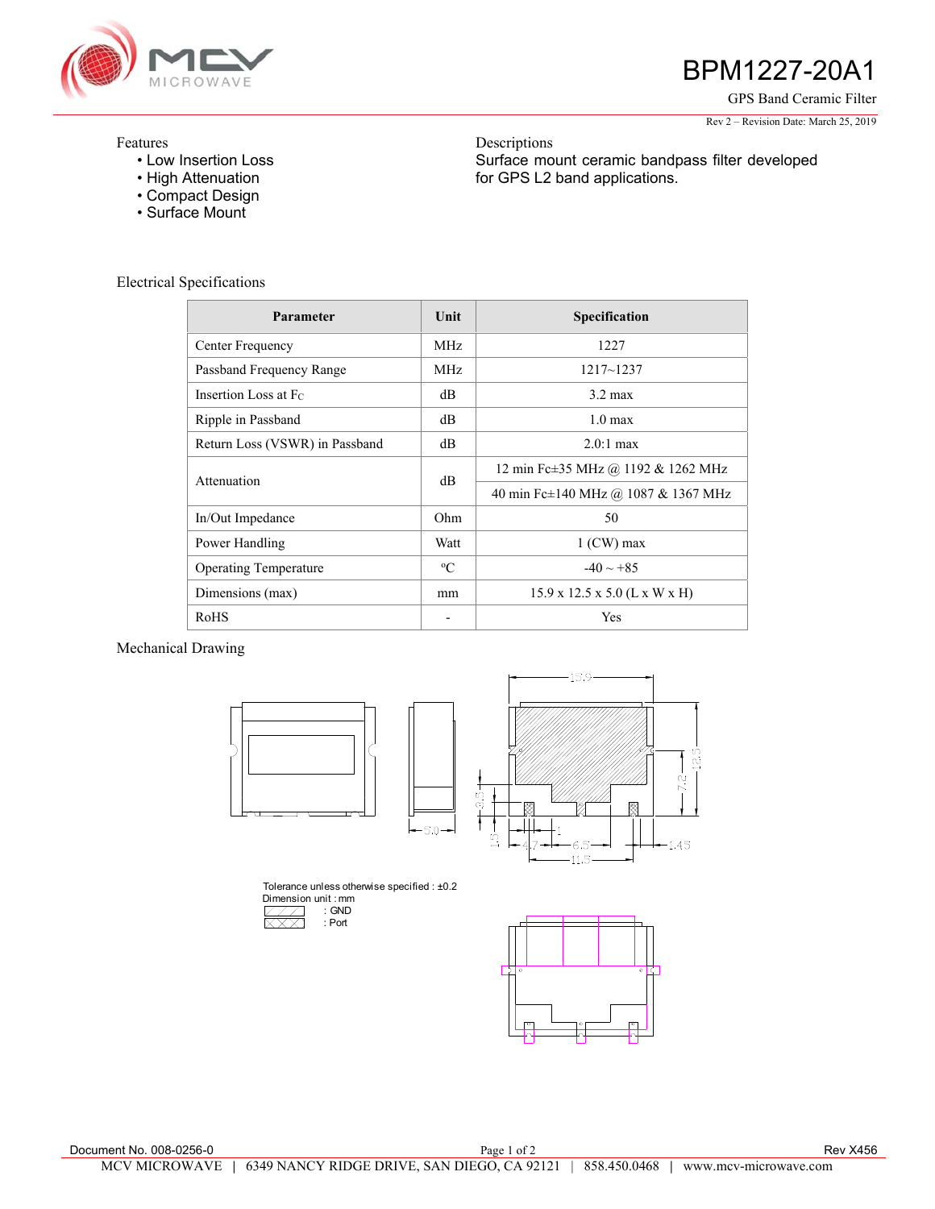# BPM1227-20A1

GPS Band Ceramic Filter

Rev 2 – Revision Date: March 25, 2019

## Features

- Low Insertion Loss
- High Attenuation
- Compact Design
- Surface Mount

## Descriptions

Surface mount ceramic bandpass filter developed for GPS L2 band applications.

## Electrical Specifications

| Parameter | Unit | Specification |
|---|---|---|
| Center Frequency | MHz | 1227 |
| Passband Frequency Range | MHz | 1217~1237 |
| Insertion Loss at Fc | dB | 3.2 max |
| Ripple in Passband | dB | 1.0 max |
| Return Loss (VSWR) in Passband | dB | 2.0:1 max |
| Attenuation | dB | 12 min Fc±35 MHz @ 1192 & 1262 MHz |
| | | 40 min Fc±140 MHz @ 1087 & 1367 MHz |
| In/Out Impedance | Ohm | 50 |
| Power Handling | Watt | 1 (CW) max |
| Operating Temperature | °C | -40 ~ +85 |
| Dimensions (max) | mm | 15.9 x 12.5 x 5.0 (L x W x H) |
| RoHS | - | Yes |

## Mechanical Drawing

Tolerance unless otherwise specified : ±0.2

Dimension unit : mm

: GND

: Port

Document No. 008-0256-0

Rev X456

MCV MICROWAVE | 6349 NANCY RIDGE DRIVE, SAN DIEGO, CA 92121 | 858.450.0468 | www.mcv-microwave.com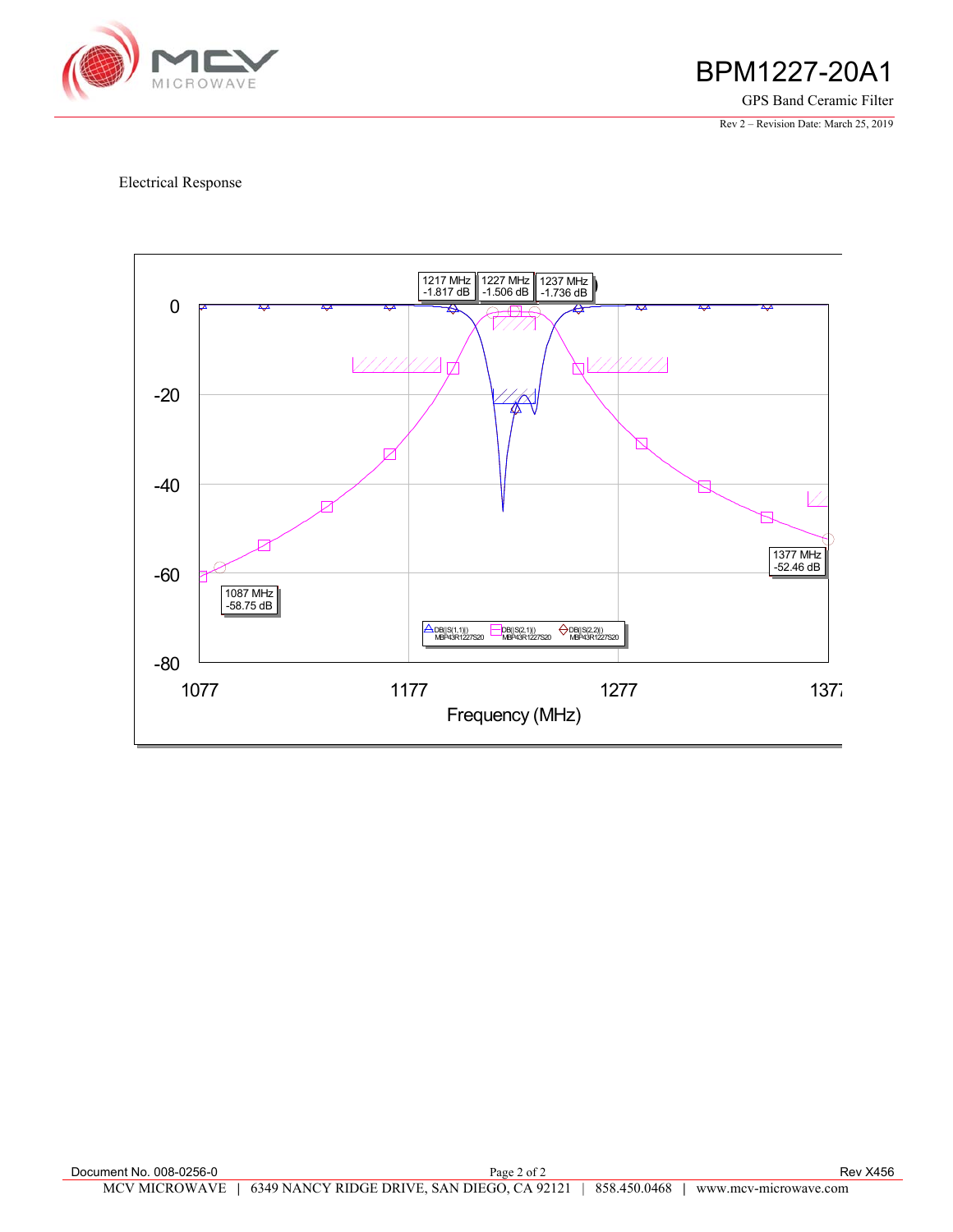Electrical Response

1217 MHz
-1.817 dB

1227 MHz
-1.506 dB

1237 MHz
-1.736 dB

1377 MHz
-52.46 dB

1087 MHz
-58.75 dB

DB(|S(1,1)|) MBP43R1227S20

DB(|S(2,1)|) MBP43R1227S20

DB(|S(2,2)|) MBP43R1227S20

0

-20

-40

-60

-80

1077

1177

1277

1377

Frequency (MHz)

Document No. 008-0256-0

Rev X456